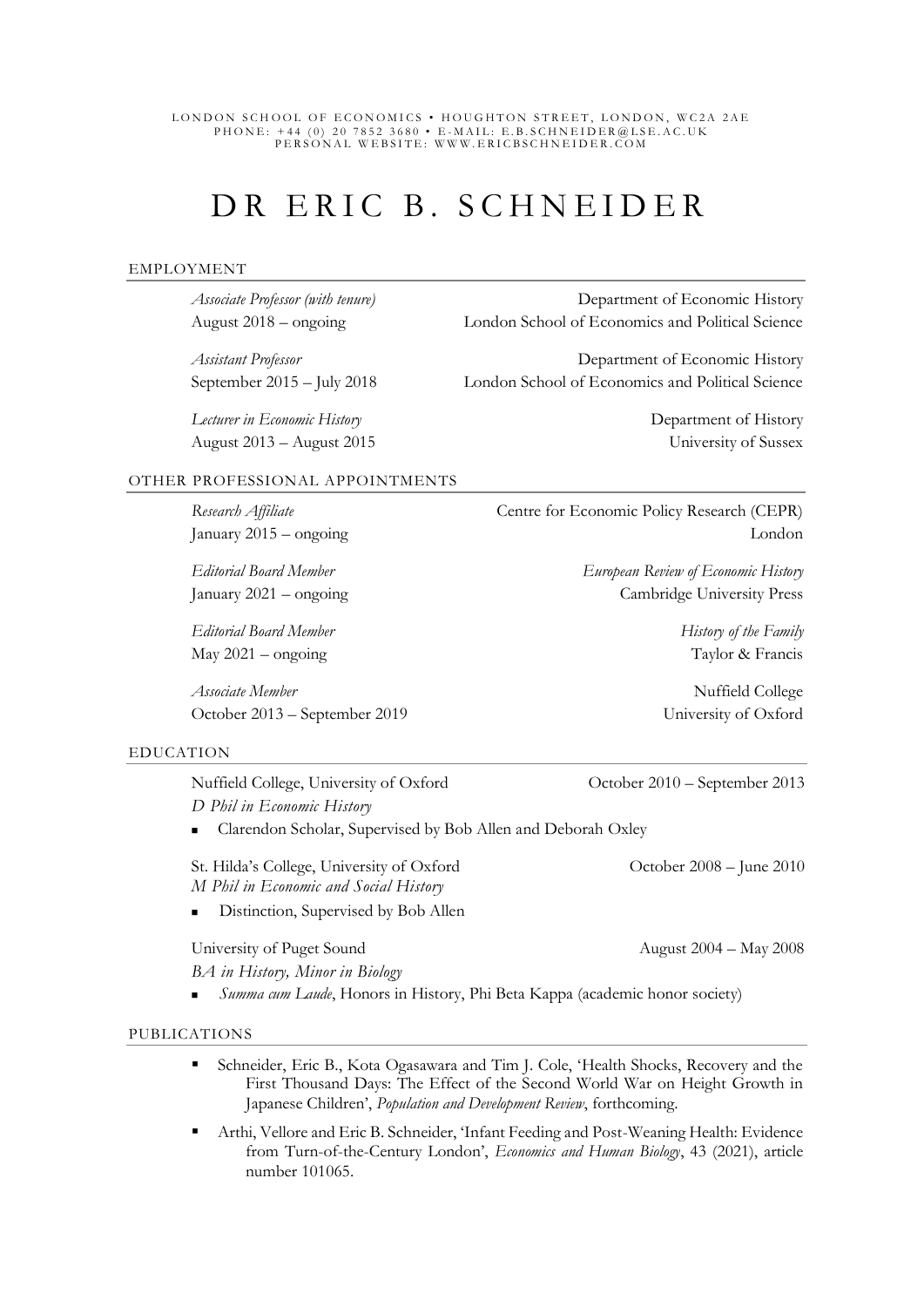LONDON SCHOOL OF ECONOMICS • HOUGHTON STREET, LONDON, WC2A 2AE
PHONE: +44 (0) 20 7852 3680 • E-MAIL: E.B.SCHNEIDER@LSE.AC.UK
PERSONAL WEBSITE: WWW.ERICBSCHNEIDER.COM

# DR ERIC B. SCHNEIDER

## EMPLOYMENT

*Associate Professor (with tenure)* — Department of Economic History
August 2018 – ongoing — London School of Economics and Political Science

*Assistant Professor* — Department of Economic History
September 2015 – July 2018 — London School of Economics and Political Science

*Lecturer in Economic History* — Department of History
August 2013 – August 2015 — University of Sussex

## OTHER PROFESSIONAL APPOINTMENTS

*Research Affiliate* — Centre for Economic Policy Research (CEPR)
January 2015 – ongoing — London

*Editorial Board Member* — *European Review of Economic History*
January 2021 – ongoing — Cambridge University Press

*Editorial Board Member* — *History of the Family*
May 2021 – ongoing — Taylor & Francis

*Associate Member* — Nuffield College
October 2013 – September 2019 — University of Oxford

## EDUCATION

Nuffield College, University of Oxford — October 2010 – September 2013
*D Phil in Economic History*

- Clarendon Scholar, Supervised by Bob Allen and Deborah Oxley

St. Hilda's College, University of Oxford — October 2008 – June 2010
*M Phil in Economic and Social History*

- Distinction, Supervised by Bob Allen

University of Puget Sound — August 2004 – May 2008
*BA in History, Minor in Biology*

- *Summa cum Laude*, Honors in History, Phi Beta Kappa (academic honor society)

## PUBLICATIONS

- Schneider, Eric B., Kota Ogasawara and Tim J. Cole, 'Health Shocks, Recovery and the First Thousand Days: The Effect of the Second World War on Height Growth in Japanese Children', *Population and Development Review*, forthcoming.
- Arthi, Vellore and Eric B. Schneider, 'Infant Feeding and Post-Weaning Health: Evidence from Turn-of-the-Century London', *Economics and Human Biology*, 43 (2021), article number 101065.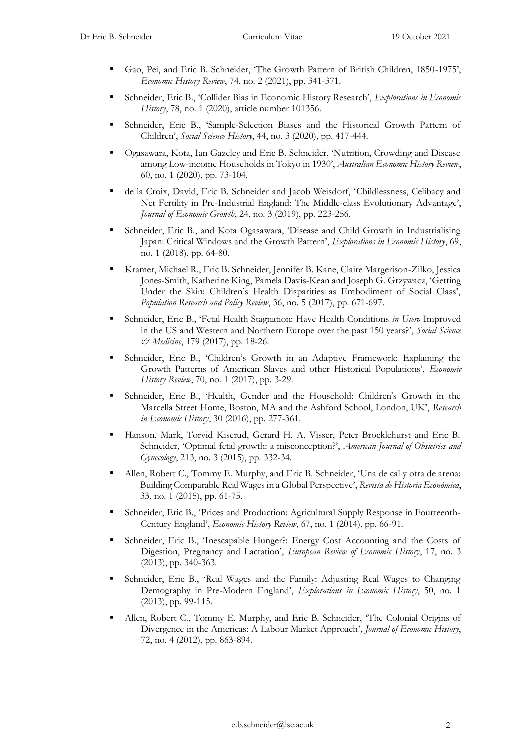- Gao, Pei, and Eric B. Schneider, 'The Growth Pattern of British Children, 1850-1975', *Economic History Review*, 74, no. 2 (2021), pp. 341-371.
- Schneider, Eric B., 'Collider Bias in Economic History Research', *Explorations in Economic History*, 78, no. 1 (2020), article number 101356.
- Schneider, Eric B., 'Sample-Selection Biases and the Historical Growth Pattern of Children', *Social Science History*, 44, no. 3 (2020), pp. 417-444.
- Ogasawara, Kota, Ian Gazeley and Eric B. Schneider, 'Nutrition, Crowding and Disease among Low-income Households in Tokyo in 1930', *Australian Economic History Review*, 60, no. 1 (2020), pp. 73-104.
- de la Croix, David, Eric B. Schneider and Jacob Weisdorf, 'Childlessness, Celibacy and Net Fertility in Pre-Industrial England: The Middle-class Evolutionary Advantage', *Journal of Economic Growth*, 24, no. 3 (2019), pp. 223-256.
- Schneider, Eric B., and Kota Ogasawara, 'Disease and Child Growth in Industrialising Japan: Critical Windows and the Growth Pattern', *Explorations in Economic History*, 69, no. 1 (2018), pp. 64-80.
- Kramer, Michael R., Eric B. Schneider, Jennifer B. Kane, Claire Margerison-Zilko, Jessica Jones-Smith, Katherine King, Pamela Davis-Kean and Joseph G. Grzywacz, 'Getting Under the Skin: Children's Health Disparities as Embodiment of Social Class', *Population Research and Policy Review*, 36, no. 5 (2017), pp. 671-697.
- Schneider, Eric B., 'Fetal Health Stagnation: Have Health Conditions *in Utero* Improved in the US and Western and Northern Europe over the past 150 years?', *Social Science & Medicine*, 179 (2017), pp. 18-26.
- Schneider, Eric B., 'Children's Growth in an Adaptive Framework: Explaining the Growth Patterns of American Slaves and other Historical Populations', *Economic History Review*, 70, no. 1 (2017), pp. 3-29.
- Schneider, Eric B., 'Health, Gender and the Household: Children's Growth in the Marcella Street Home, Boston, MA and the Ashford School, London, UK', *Research in Economic History*, 30 (2016), pp. 277-361.
- Hanson, Mark, Torvid Kiserud, Gerard H. A. Visser, Peter Brocklehurst and Eric B. Schneider, 'Optimal fetal growth: a misconception?', *American Journal of Obstetrics and Gynecology*, 213, no. 3 (2015), pp. 332-34.
- Allen, Robert C., Tommy E. Murphy, and Eric B. Schneider, 'Una de cal y otra de arena: Building Comparable Real Wages in a Global Perspective', *Revista de Historia Económica*, 33, no. 1 (2015), pp. 61-75.
- Schneider, Eric B., 'Prices and Production: Agricultural Supply Response in Fourteenth-Century England', *Economic History Review*, 67, no. 1 (2014), pp. 66-91.
- Schneider, Eric B., 'Inescapable Hunger?: Energy Cost Accounting and the Costs of Digestion, Pregnancy and Lactation', *European Review of Economic History*, 17, no. 3 (2013), pp. 340-363.
- Schneider, Eric B., 'Real Wages and the Family: Adjusting Real Wages to Changing Demography in Pre-Modern England', *Explorations in Economic History*, 50, no. 1 (2013), pp. 99-115.
- Allen, Robert C., Tommy E. Murphy, and Eric B. Schneider, 'The Colonial Origins of Divergence in the Americas: A Labour Market Approach', *Journal of Economic History*, 72, no. 4 (2012), pp. 863-894.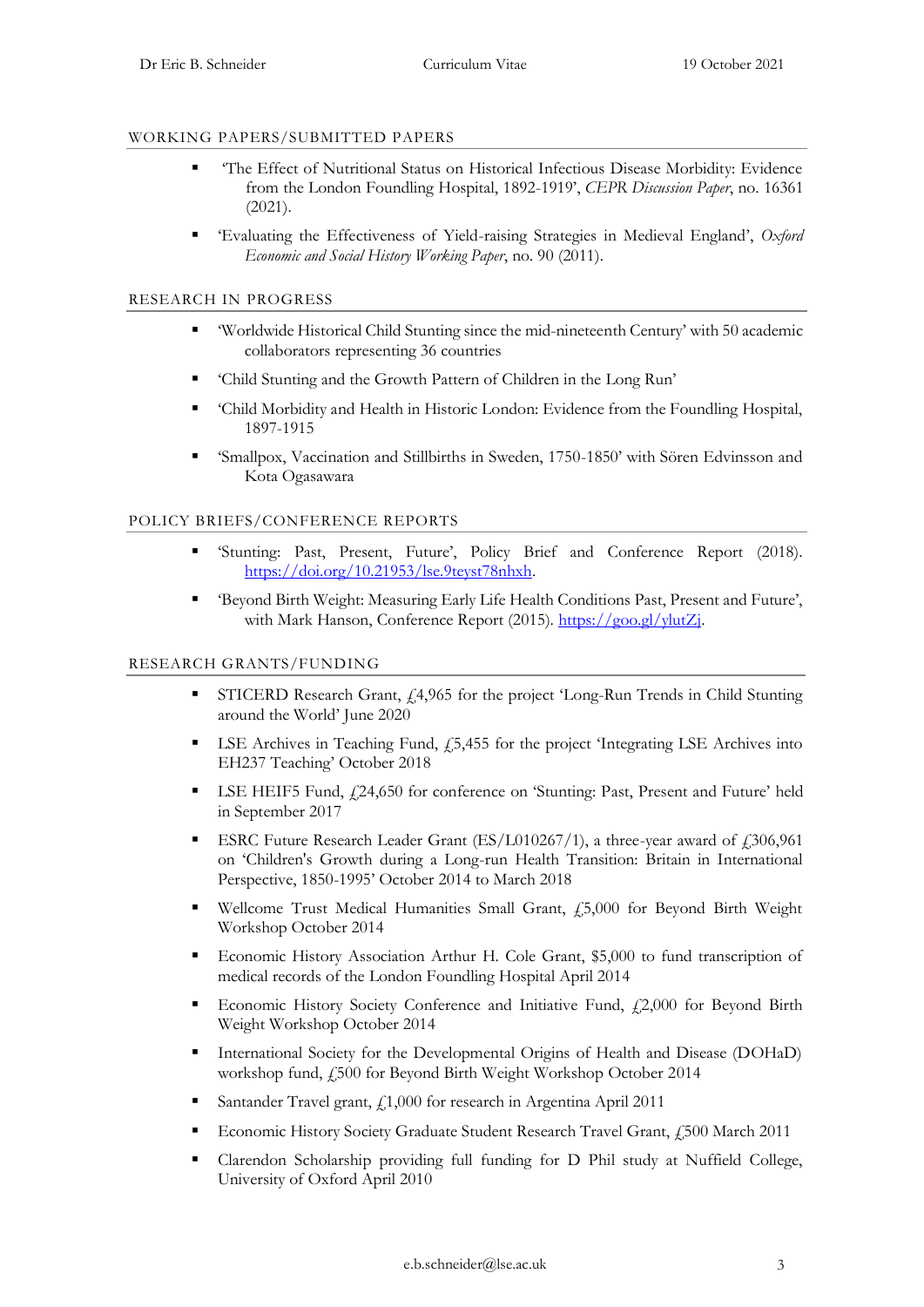## WORKING PAPERS/SUBMITTED PAPERS

- 'The Effect of Nutritional Status on Historical Infectious Disease Morbidity: Evidence from the London Foundling Hospital, 1892-1919', *CEPR Discussion Paper*, no. 16361 (2021).
- 'Evaluating the Effectiveness of Yield-raising Strategies in Medieval England', *Oxford Economic and Social History Working Paper*, no. 90 (2011).

## RESEARCH IN PROGRESS

- 'Worldwide Historical Child Stunting since the mid-nineteenth Century' with 50 academic collaborators representing 36 countries
- 'Child Stunting and the Growth Pattern of Children in the Long Run'
- 'Child Morbidity and Health in Historic London: Evidence from the Foundling Hospital, 1897-1915
- 'Smallpox, Vaccination and Stillbirths in Sweden, 1750-1850' with Sören Edvinsson and Kota Ogasawara

## POLICY BRIEFS/CONFERENCE REPORTS

- 'Stunting: Past, Present, Future', Policy Brief and Conference Report (2018). [https://doi.org/10.21953/lse.9teyst78nhxh](https://doi.org/10.21953/lse.9teyst78nhxh).
- 'Beyond Birth Weight: Measuring Early Life Health Conditions Past, Present and Future', with Mark Hanson, Conference Report (2015). [https://goo.gl/ylutZj](https://goo.gl/ylutZj).

## RESEARCH GRANTS/FUNDING

- STICERD Research Grant, £4,965 for the project 'Long-Run Trends in Child Stunting around the World' June 2020
- LSE Archives in Teaching Fund, £5,455 for the project 'Integrating LSE Archives into EH237 Teaching' October 2018
- LSE HEIF5 Fund, £24,650 for conference on 'Stunting: Past, Present and Future' held in September 2017
- ESRC Future Research Leader Grant (ES/L010267/1), a three-year award of £306,961 on 'Children's Growth during a Long-run Health Transition: Britain in International Perspective, 1850-1995' October 2014 to March 2018
- Wellcome Trust Medical Humanities Small Grant, £5,000 for Beyond Birth Weight Workshop October 2014
- Economic History Association Arthur H. Cole Grant, $5,000 to fund transcription of medical records of the London Foundling Hospital April 2014
- Economic History Society Conference and Initiative Fund, £2,000 for Beyond Birth Weight Workshop October 2014
- International Society for the Developmental Origins of Health and Disease (DOHaD) workshop fund, £500 for Beyond Birth Weight Workshop October 2014
- Santander Travel grant, £1,000 for research in Argentina April 2011
- Economic History Society Graduate Student Research Travel Grant, £500 March 2011
- Clarendon Scholarship providing full funding for D Phil study at Nuffield College, University of Oxford April 2010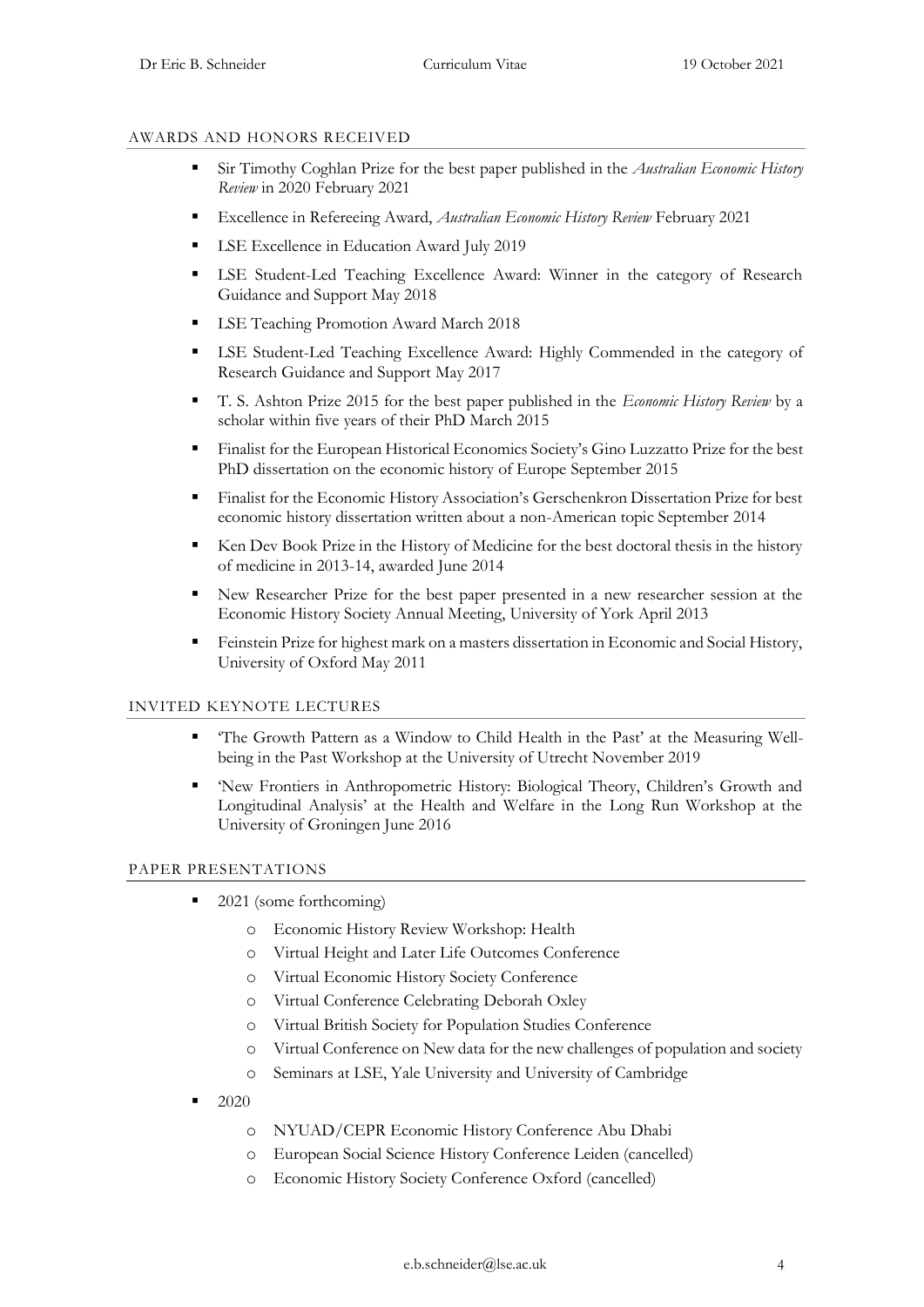## AWARDS AND HONORS RECEIVED

- Sir Timothy Coghlan Prize for the best paper published in the *Australian Economic History Review* in 2020 February 2021
- Excellence in Refereeing Award, *Australian Economic History Review* February 2021
- LSE Excellence in Education Award July 2019
- LSE Student-Led Teaching Excellence Award: Winner in the category of Research Guidance and Support May 2018
- LSE Teaching Promotion Award March 2018
- LSE Student-Led Teaching Excellence Award: Highly Commended in the category of Research Guidance and Support May 2017
- T. S. Ashton Prize 2015 for the best paper published in the *Economic History Review* by a scholar within five years of their PhD March 2015
- Finalist for the European Historical Economics Society's Gino Luzzatto Prize for the best PhD dissertation on the economic history of Europe September 2015
- Finalist for the Economic History Association's Gerschenkron Dissertation Prize for best economic history dissertation written about a non-American topic September 2014
- Ken Dev Book Prize in the History of Medicine for the best doctoral thesis in the history of medicine in 2013-14, awarded June 2014
- New Researcher Prize for the best paper presented in a new researcher session at the Economic History Society Annual Meeting, University of York April 2013
- Feinstein Prize for highest mark on a masters dissertation in Economic and Social History, University of Oxford May 2011

## INVITED KEYNOTE LECTURES

- 'The Growth Pattern as a Window to Child Health in the Past' at the Measuring Well-being in the Past Workshop at the University of Utrecht November 2019
- 'New Frontiers in Anthropometric History: Biological Theory, Children's Growth and Longitudinal Analysis' at the Health and Welfare in the Long Run Workshop at the University of Groningen June 2016

## PAPER PRESENTATIONS

- 2021 (some forthcoming)
  - Economic History Review Workshop: Health
  - Virtual Height and Later Life Outcomes Conference
  - Virtual Economic History Society Conference
  - Virtual Conference Celebrating Deborah Oxley
  - Virtual British Society for Population Studies Conference
  - Virtual Conference on New data for the new challenges of population and society
  - Seminars at LSE, Yale University and University of Cambridge
- 2020
  - NYUAD/CEPR Economic History Conference Abu Dhabi
  - European Social Science History Conference Leiden (cancelled)
  - Economic History Society Conference Oxford (cancelled)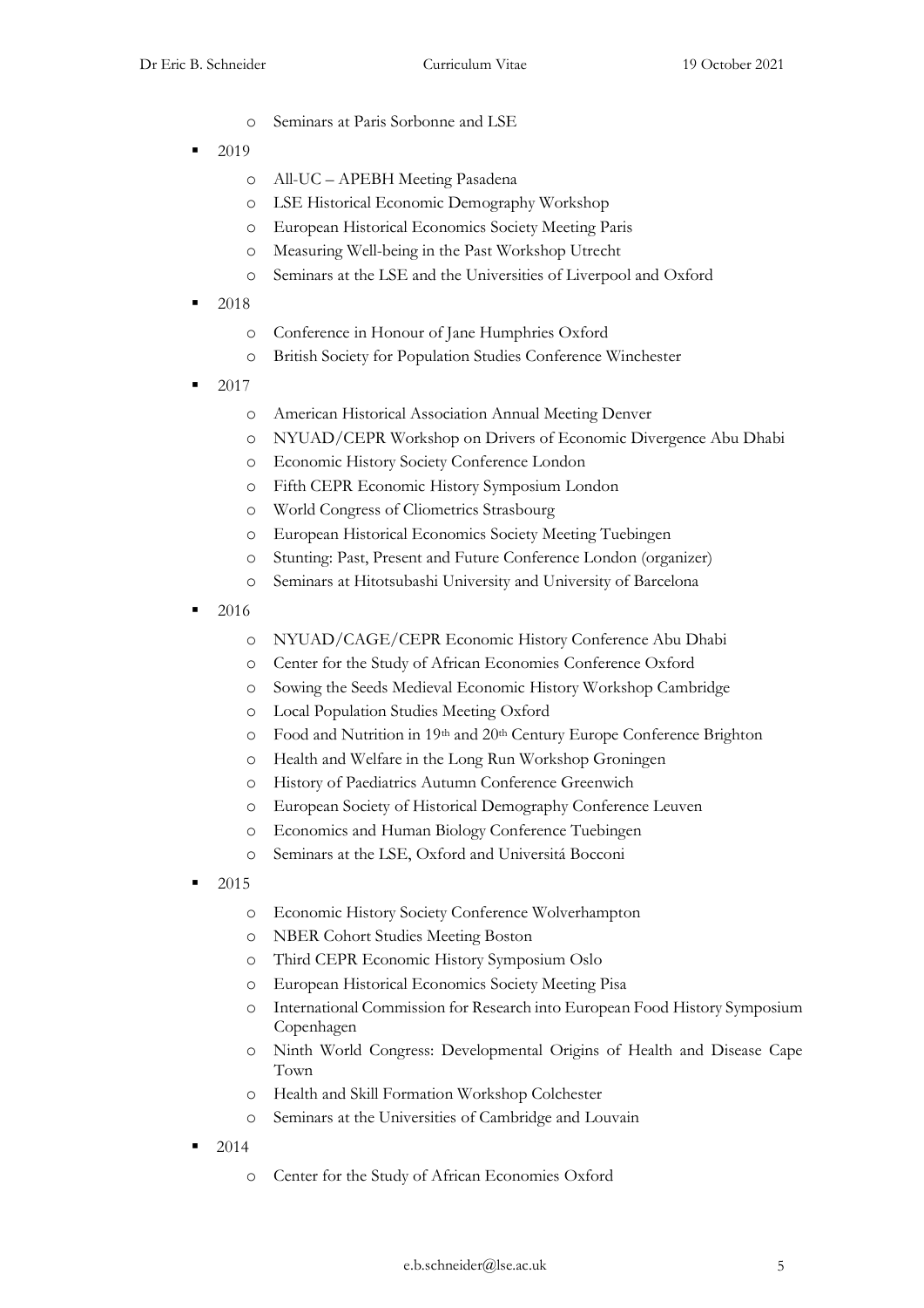- Seminars at Paris Sorbonne and LSE
- 2019
  - All-UC – APEBH Meeting Pasadena
  - LSE Historical Economic Demography Workshop
  - European Historical Economics Society Meeting Paris
  - Measuring Well-being in the Past Workshop Utrecht
  - Seminars at the LSE and the Universities of Liverpool and Oxford
- 2018
  - Conference in Honour of Jane Humphries Oxford
  - British Society for Population Studies Conference Winchester
- 2017
  - American Historical Association Annual Meeting Denver
  - NYUAD/CEPR Workshop on Drivers of Economic Divergence Abu Dhabi
  - Economic History Society Conference London
  - Fifth CEPR Economic History Symposium London
  - World Congress of Cliometrics Strasbourg
  - European Historical Economics Society Meeting Tuebingen
  - Stunting: Past, Present and Future Conference London (organizer)
  - Seminars at Hitotsubashi University and University of Barcelona
- 2016
  - NYUAD/CAGE/CEPR Economic History Conference Abu Dhabi
  - Center for the Study of African Economies Conference Oxford
  - Sowing the Seeds Medieval Economic History Workshop Cambridge
  - Local Population Studies Meeting Oxford
  - Food and Nutrition in 19th and 20th Century Europe Conference Brighton
  - Health and Welfare in the Long Run Workshop Groningen
  - History of Paediatrics Autumn Conference Greenwich
  - European Society of Historical Demography Conference Leuven
  - Economics and Human Biology Conference Tuebingen
  - Seminars at the LSE, Oxford and Universitá Bocconi
- 2015
  - Economic History Society Conference Wolverhampton
  - NBER Cohort Studies Meeting Boston
  - Third CEPR Economic History Symposium Oslo
  - European Historical Economics Society Meeting Pisa
  - International Commission for Research into European Food History Symposium Copenhagen
  - Ninth World Congress: Developmental Origins of Health and Disease Cape Town
  - Health and Skill Formation Workshop Colchester
  - Seminars at the Universities of Cambridge and Louvain
- 2014
  - Center for the Study of African Economies Oxford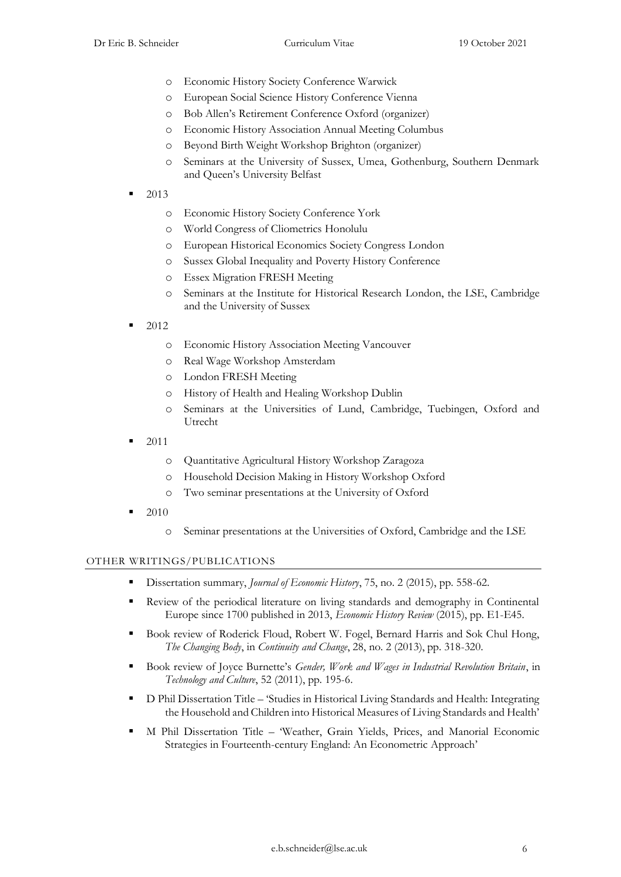- Economic History Society Conference Warwick
    - European Social Science History Conference Vienna
    - Bob Allen's Retirement Conference Oxford (organizer)
    - Economic History Association Annual Meeting Columbus
    - Beyond Birth Weight Workshop Brighton (organizer)
    - Seminars at the University of Sussex, Umea, Gothenburg, Southern Denmark and Queen's University Belfast
- 2013
    - Economic History Society Conference York
    - World Congress of Cliometrics Honolulu
    - European Historical Economics Society Congress London
    - Sussex Global Inequality and Poverty History Conference
    - Essex Migration FRESH Meeting
    - Seminars at the Institute for Historical Research London, the LSE, Cambridge and the University of Sussex
- 2012
    - Economic History Association Meeting Vancouver
    - Real Wage Workshop Amsterdam
    - London FRESH Meeting
    - History of Health and Healing Workshop Dublin
    - Seminars at the Universities of Lund, Cambridge, Tuebingen, Oxford and Utrecht
- 2011
    - Quantitative Agricultural History Workshop Zaragoza
    - Household Decision Making in History Workshop Oxford
    - Two seminar presentations at the University of Oxford
- 2010
    - Seminar presentations at the Universities of Oxford, Cambridge and the LSE

## OTHER WRITINGS/PUBLICATIONS

- Dissertation summary, *Journal of Economic History*, 75, no. 2 (2015), pp. 558-62.
- Review of the periodical literature on living standards and demography in Continental Europe since 1700 published in 2013, *Economic History Review* (2015), pp. E1-E45.
- Book review of Roderick Floud, Robert W. Fogel, Bernard Harris and Sok Chul Hong, *The Changing Body*, in *Continuity and Change*, 28, no. 2 (2013), pp. 318-320.
- Book review of Joyce Burnette's *Gender, Work and Wages in Industrial Revolution Britain*, in *Technology and Culture*, 52 (2011), pp. 195-6.
- D Phil Dissertation Title – 'Studies in Historical Living Standards and Health: Integrating the Household and Children into Historical Measures of Living Standards and Health'
- M Phil Dissertation Title – 'Weather, Grain Yields, Prices, and Manorial Economic Strategies in Fourteenth-century England: An Econometric Approach'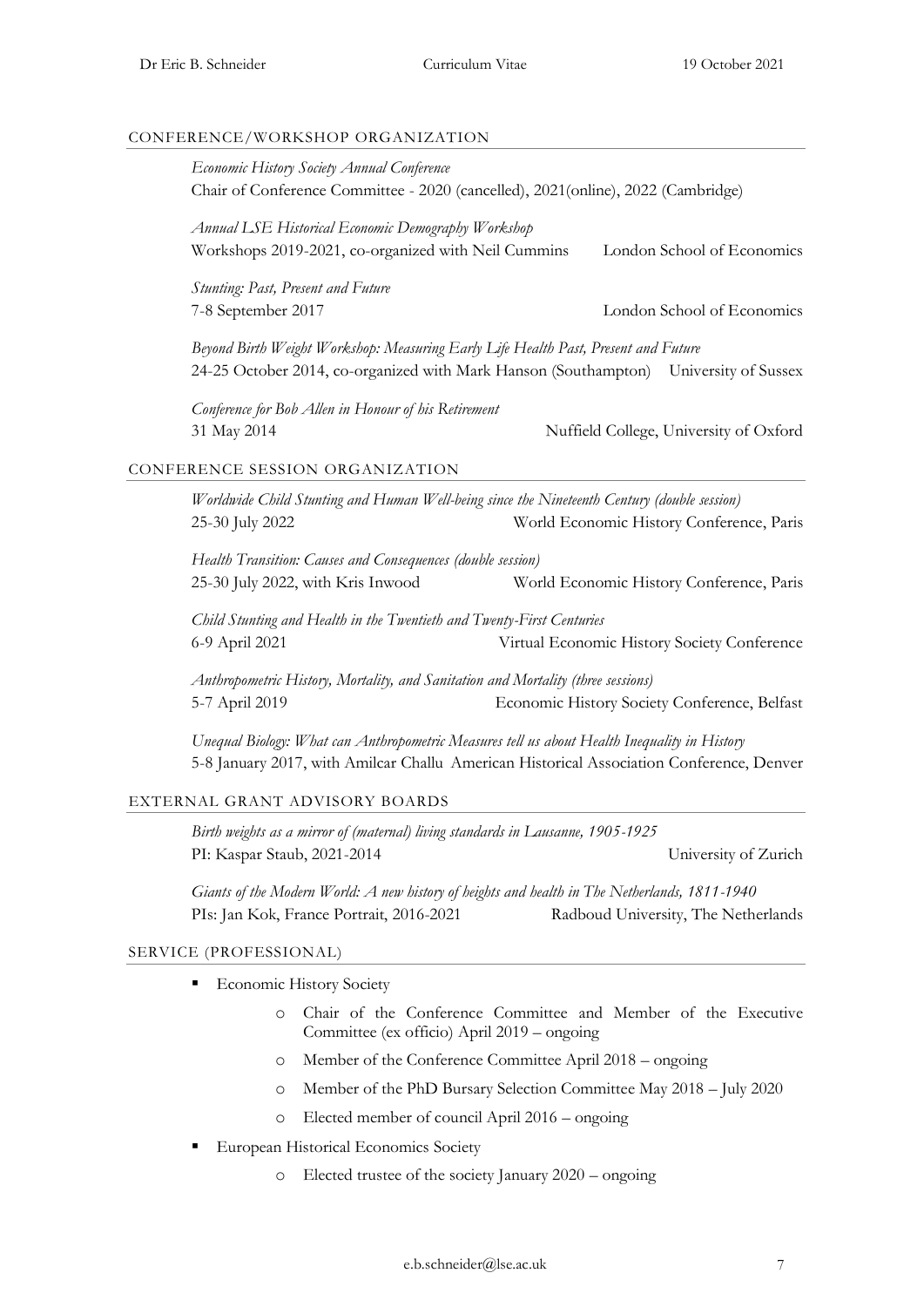## CONFERENCE/WORKSHOP ORGANIZATION

*Economic History Society Annual Conference*
Chair of Conference Committee - 2020 (cancelled), 2021(online), 2022 (Cambridge)

*Annual LSE Historical Economic Demography Workshop*
Workshops 2019-2021, co-organized with Neil Cummins — London School of Economics

*Stunting: Past, Present and Future*
7-8 September 2017 — London School of Economics

*Beyond Birth Weight Workshop: Measuring Early Life Health Past, Present and Future*
24-25 October 2014, co-organized with Mark Hanson (Southampton) — University of Sussex

*Conference for Bob Allen in Honour of his Retirement*
31 May 2014 — Nuffield College, University of Oxford

## CONFERENCE SESSION ORGANIZATION

*Worldwide Child Stunting and Human Well-being since the Nineteenth Century (double session)*
25-30 July 2022 — World Economic History Conference, Paris

*Health Transition: Causes and Consequences (double session)*
25-30 July 2022, with Kris Inwood — World Economic History Conference, Paris

*Child Stunting and Health in the Twentieth and Twenty-First Centuries*
6-9 April 2021 — Virtual Economic History Society Conference

*Anthropometric History, Mortality, and Sanitation and Mortality (three sessions)*
5-7 April 2019 — Economic History Society Conference, Belfast

*Unequal Biology: What can Anthropometric Measures tell us about Health Inequality in History*
5-8 January 2017, with Amilcar Challu — American Historical Association Conference, Denver

## EXTERNAL GRANT ADVISORY BOARDS

*Birth weights as a mirror of (maternal) living standards in Lausanne, 1905-1925*
PI: Kaspar Staub, 2021-2014 — University of Zurich

*Giants of the Modern World: A new history of heights and health in The Netherlands, 1811-1940*
PIs: Jan Kok, France Portrait, 2016-2021 — Radboud University, The Netherlands

## SERVICE (PROFESSIONAL)

- Economic History Society
  - Chair of the Conference Committee and Member of the Executive Committee (ex officio) April 2019 – ongoing
  - Member of the Conference Committee April 2018 – ongoing
  - Member of the PhD Bursary Selection Committee May 2018 – July 2020
  - Elected member of council April 2016 – ongoing
- European Historical Economics Society
  - Elected trustee of the society January 2020 – ongoing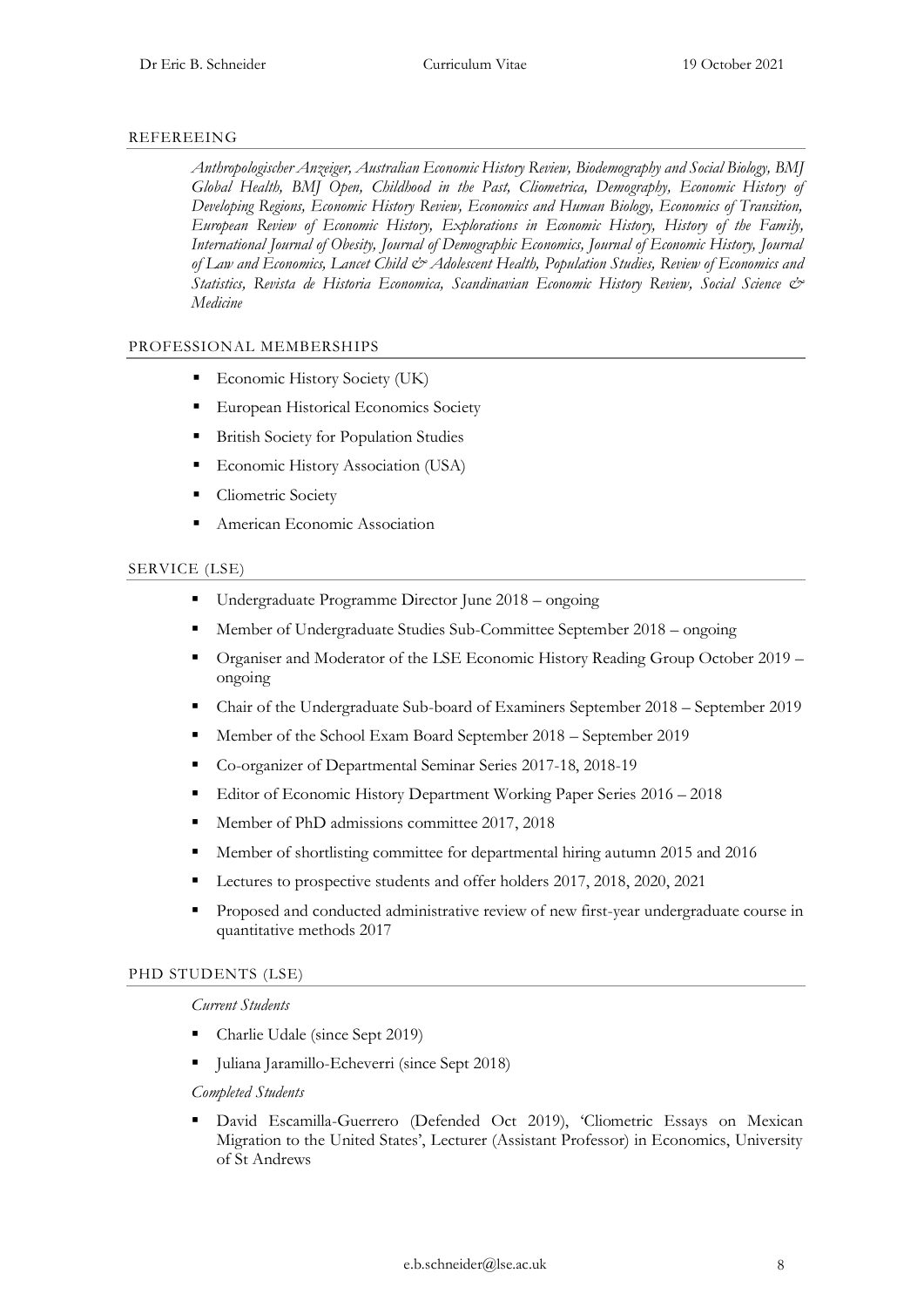## REFEREEING

*Anthropologischer Anzeiger, Australian Economic History Review, Biodemography and Social Biology, BMJ Global Health, BMJ Open, Childhood in the Past, Cliometrica, Demography, Economic History of Developing Regions, Economic History Review, Economics and Human Biology, Economics of Transition, European Review of Economic History, Explorations in Economic History, History of the Family, International Journal of Obesity, Journal of Demographic Economics, Journal of Economic History, Journal of Law and Economics, Lancet Child & Adolescent Health, Population Studies, Review of Economics and Statistics, Revista de Historia Economica, Scandinavian Economic History Review, Social Science & Medicine*

## PROFESSIONAL MEMBERSHIPS

- Economic History Society (UK)
- European Historical Economics Society
- British Society for Population Studies
- Economic History Association (USA)
- Cliometric Society
- American Economic Association

## SERVICE (LSE)

- Undergraduate Programme Director June 2018 – ongoing
- Member of Undergraduate Studies Sub-Committee September 2018 – ongoing
- Organiser and Moderator of the LSE Economic History Reading Group October 2019 – ongoing
- Chair of the Undergraduate Sub-board of Examiners September 2018 – September 2019
- Member of the School Exam Board September 2018 – September 2019
- Co-organizer of Departmental Seminar Series 2017-18, 2018-19
- Editor of Economic History Department Working Paper Series 2016 – 2018
- Member of PhD admissions committee 2017, 2018
- Member of shortlisting committee for departmental hiring autumn 2015 and 2016
- Lectures to prospective students and offer holders 2017, 2018, 2020, 2021
- Proposed and conducted administrative review of new first-year undergraduate course in quantitative methods 2017

## PHD STUDENTS (LSE)

*Current Students*

- Charlie Udale (since Sept 2019)
- Juliana Jaramillo-Echeverri (since Sept 2018)

*Completed Students*

- David Escamilla-Guerrero (Defended Oct 2019), 'Cliometric Essays on Mexican Migration to the United States', Lecturer (Assistant Professor) in Economics, University of St Andrews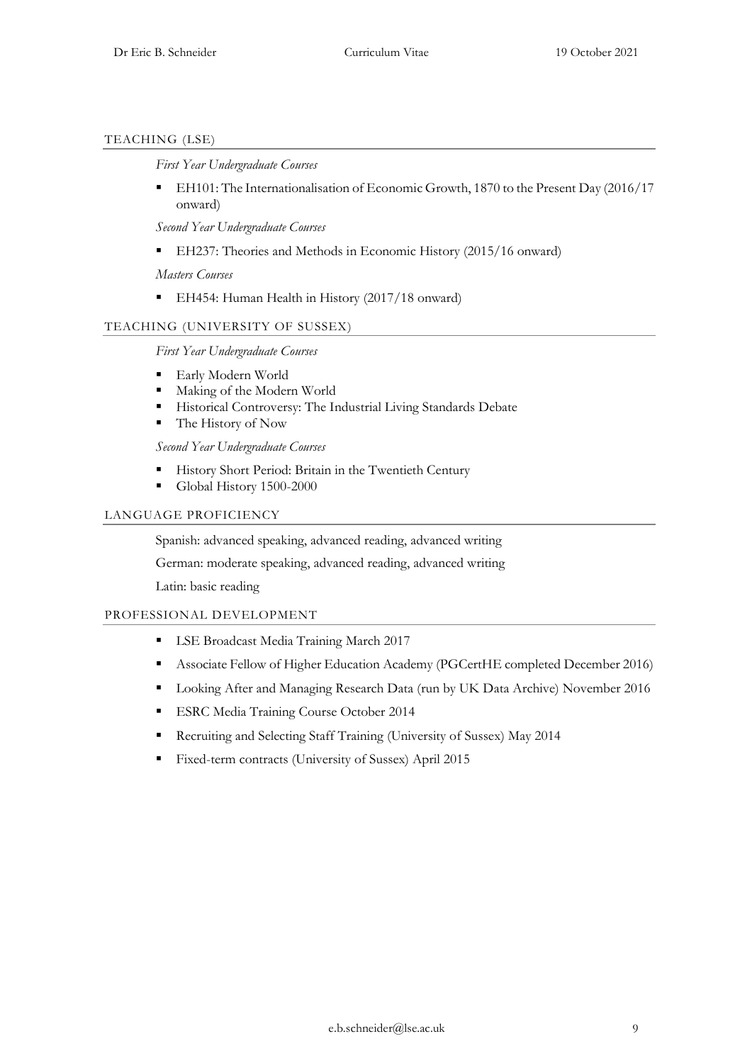## TEACHING (LSE)

*First Year Undergraduate Courses*

- EH101: The Internationalisation of Economic Growth, 1870 to the Present Day (2016/17 onward)

*Second Year Undergraduate Courses*

- EH237: Theories and Methods in Economic History (2015/16 onward)

*Masters Courses*

- EH454: Human Health in History (2017/18 onward)

## TEACHING (UNIVERSITY OF SUSSEX)

*First Year Undergraduate Courses*

- Early Modern World
- Making of the Modern World
- Historical Controversy: The Industrial Living Standards Debate
- The History of Now

*Second Year Undergraduate Courses*

- History Short Period: Britain in the Twentieth Century
- Global History 1500-2000

## LANGUAGE PROFICIENCY

Spanish: advanced speaking, advanced reading, advanced writing

German: moderate speaking, advanced reading, advanced writing

Latin: basic reading

## PROFESSIONAL DEVELOPMENT

- LSE Broadcast Media Training March 2017
- Associate Fellow of Higher Education Academy (PGCertHE completed December 2016)
- Looking After and Managing Research Data (run by UK Data Archive) November 2016
- ESRC Media Training Course October 2014
- Recruiting and Selecting Staff Training (University of Sussex) May 2014
- Fixed-term contracts (University of Sussex) April 2015